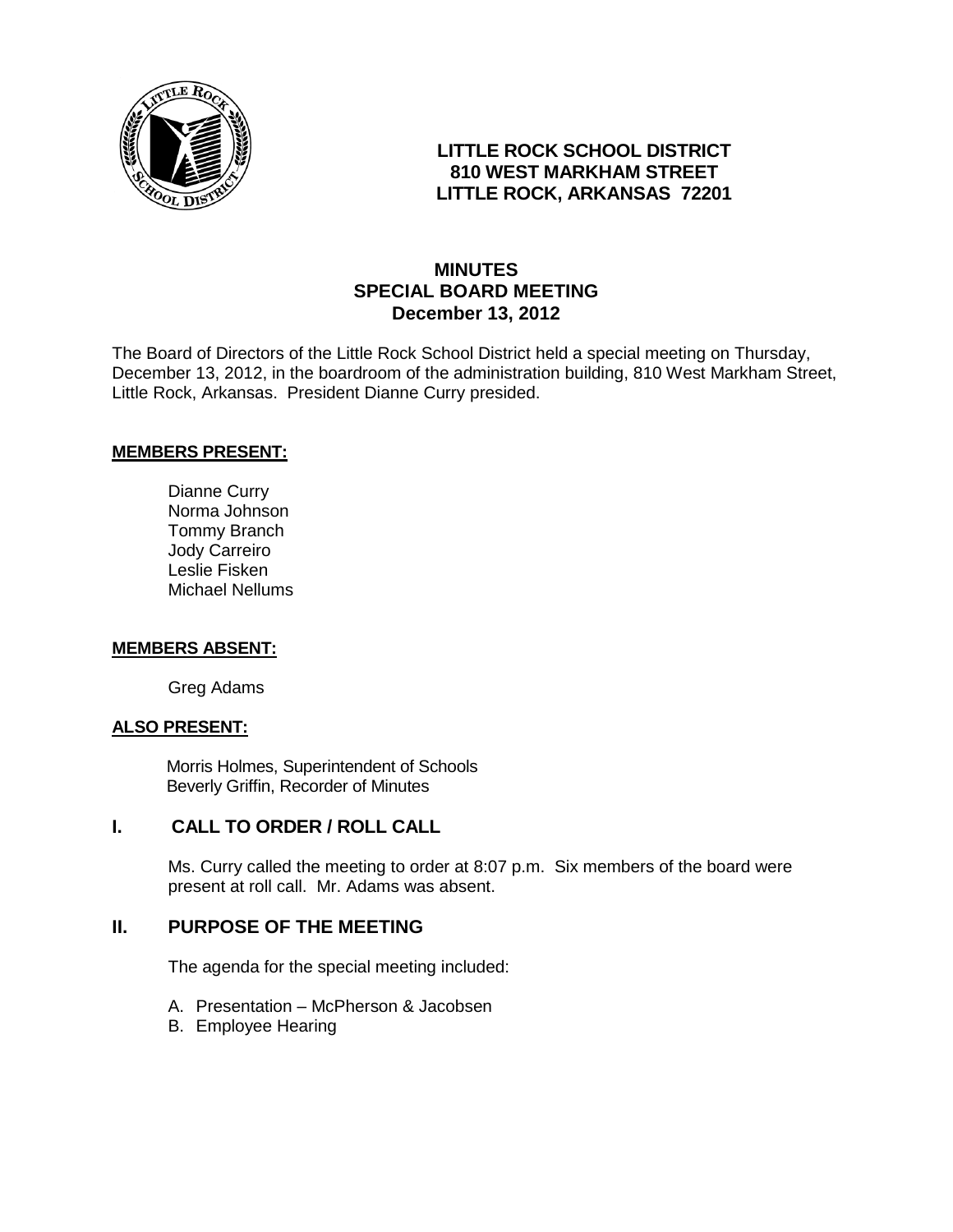**LITTLE ROCK SCHOOL DISTRICT**
**810 WEST MARKHAM STREET**
**LITTLE ROCK, ARKANSAS 72201**

# MINUTES
## SPECIAL BOARD MEETING
### December 13, 2012

The Board of Directors of the Little Rock School District held a special meeting on Thursday, December 13, 2012, in the boardroom of the administration building, 810 West Markham Street, Little Rock, Arkansas. President Dianne Curry presided.

**MEMBERS PRESENT:**

Dianne Curry
Norma Johnson
Tommy Branch
Jody Carreiro
Leslie Fisken
Michael Nellums

**MEMBERS ABSENT:**

Greg Adams

**ALSO PRESENT:**

Morris Holmes, Superintendent of Schools
Beverly Griffin, Recorder of Minutes

## I. CALL TO ORDER / ROLL CALL

Ms. Curry called the meeting to order at 8:07 p.m. Six members of the board were present at roll call. Mr. Adams was absent.

## II. PURPOSE OF THE MEETING

The agenda for the special meeting included:

A. Presentation – McPherson & Jacobsen
B. Employee Hearing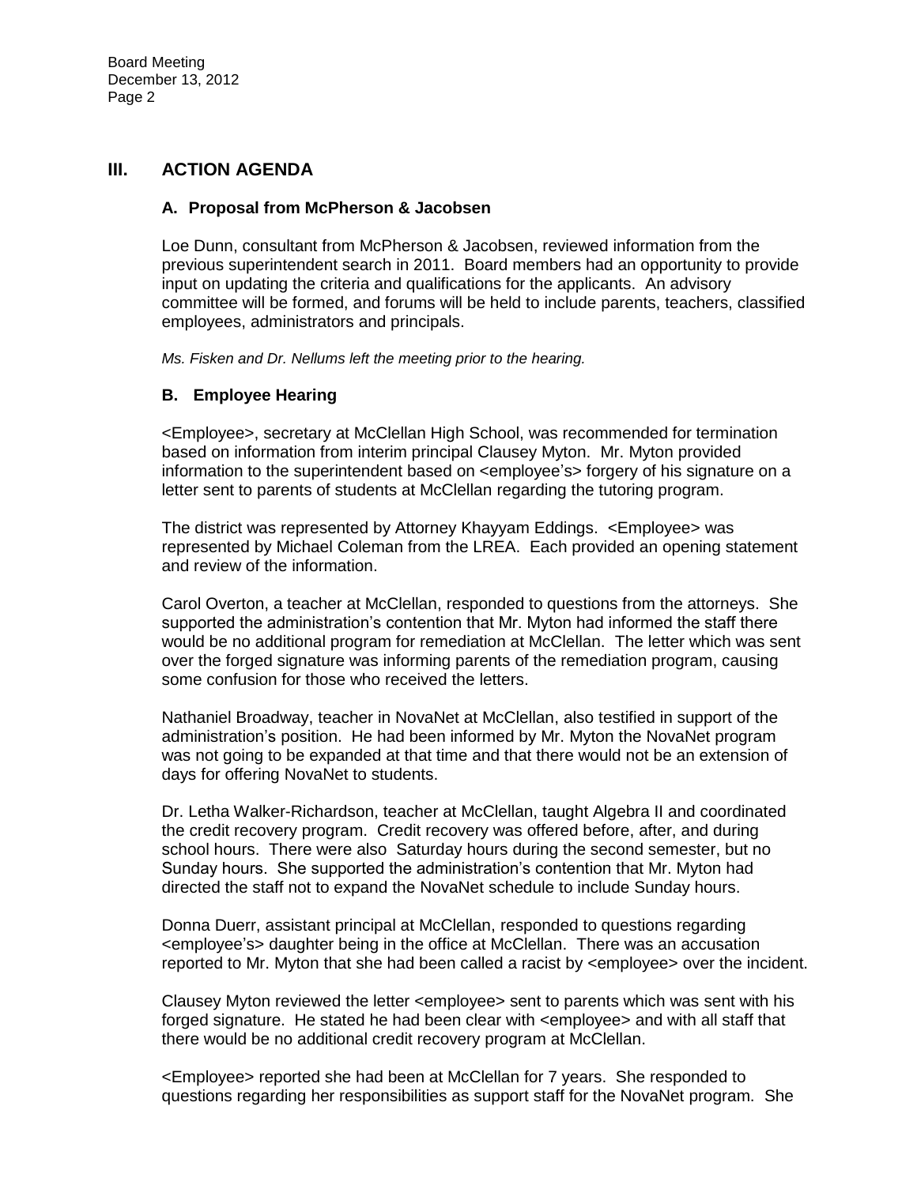## III. ACTION AGENDA

### A. Proposal from McPherson & Jacobsen

Loe Dunn, consultant from McPherson & Jacobsen, reviewed information from the previous superintendent search in 2011. Board members had an opportunity to provide input on updating the criteria and qualifications for the applicants. An advisory committee will be formed, and forums will be held to include parents, teachers, classified employees, administrators and principals.

*Ms. Fisken and Dr. Nellums left the meeting prior to the hearing.*

### B. Employee Hearing

<Employee>, secretary at McClellan High School, was recommended for termination based on information from interim principal Clausey Myton. Mr. Myton provided information to the superintendent based on <employee's> forgery of his signature on a letter sent to parents of students at McClellan regarding the tutoring program.

The district was represented by Attorney Khayyam Eddings. <Employee> was represented by Michael Coleman from the LREA. Each provided an opening statement and review of the information.

Carol Overton, a teacher at McClellan, responded to questions from the attorneys. She supported the administration's contention that Mr. Myton had informed the staff there would be no additional program for remediation at McClellan. The letter which was sent over the forged signature was informing parents of the remediation program, causing some confusion for those who received the letters.

Nathaniel Broadway, teacher in NovaNet at McClellan, also testified in support of the administration's position. He had been informed by Mr. Myton the NovaNet program was not going to be expanded at that time and that there would not be an extension of days for offering NovaNet to students.

Dr. Letha Walker-Richardson, teacher at McClellan, taught Algebra II and coordinated the credit recovery program. Credit recovery was offered before, after, and during school hours. There were also Saturday hours during the second semester, but no Sunday hours. She supported the administration's contention that Mr. Myton had directed the staff not to expand the NovaNet schedule to include Sunday hours.

Donna Duerr, assistant principal at McClellan, responded to questions regarding <employee's> daughter being in the office at McClellan. There was an accusation reported to Mr. Myton that she had been called a racist by <employee> over the incident.

Clausey Myton reviewed the letter <employee> sent to parents which was sent with his forged signature. He stated he had been clear with <employee> and with all staff that there would be no additional credit recovery program at McClellan.

<Employee> reported she had been at McClellan for 7 years. She responded to questions regarding her responsibilities as support staff for the NovaNet program. She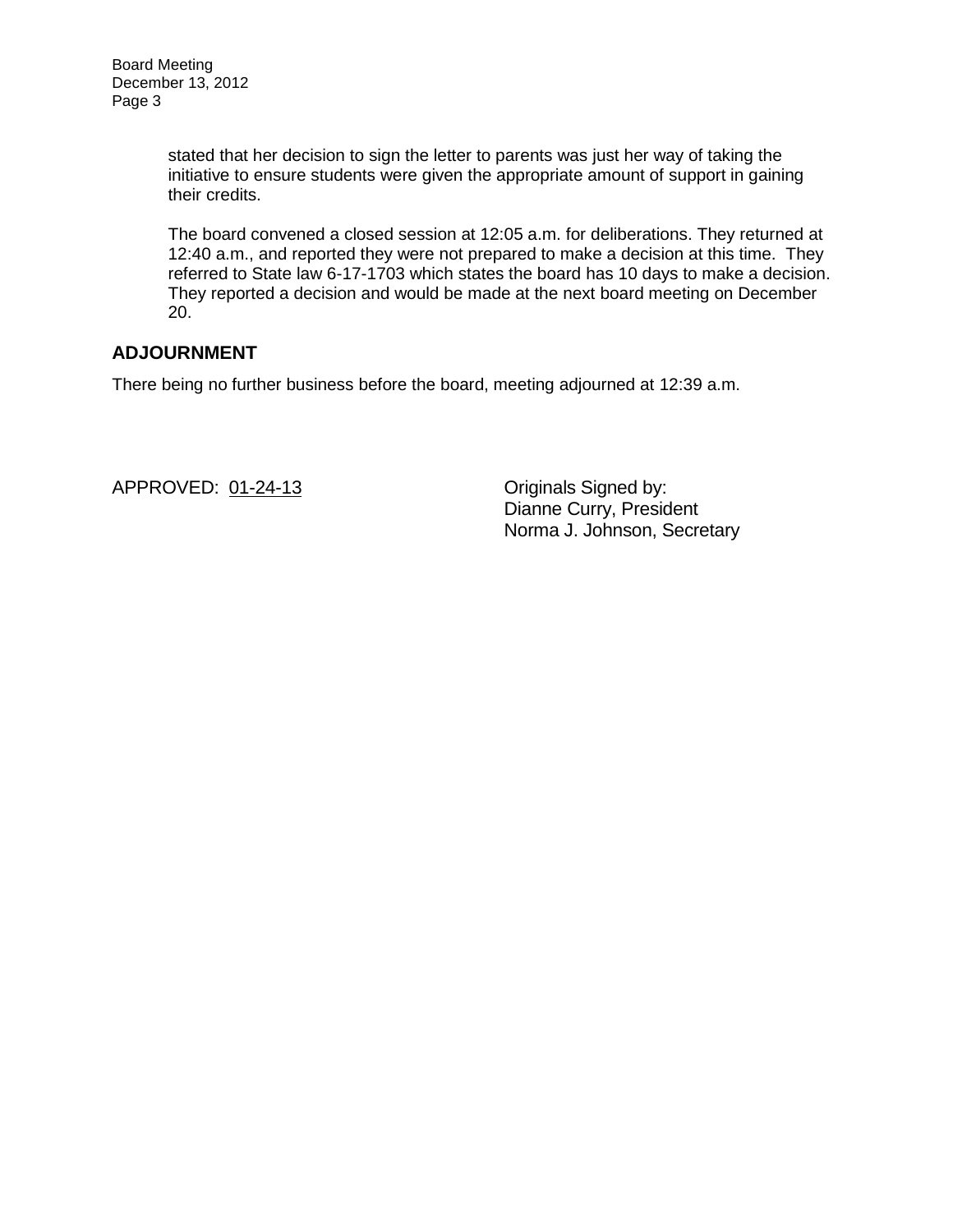stated that her decision to sign the letter to parents was just her way of taking the initiative to ensure students were given the appropriate amount of support in gaining their credits.

The board convened a closed session at 12:05 a.m. for deliberations. They returned at 12:40 a.m., and reported they were not prepared to make a decision at this time. They referred to State law 6-17-1703 which states the board has 10 days to make a decision. They reported a decision and would be made at the next board meeting on December 20.

## ADJOURNMENT

There being no further business before the board, meeting adjourned at 12:39 a.m.

APPROVED: 01-24-13

Originals Signed by:
Dianne Curry, President
Norma J. Johnson, Secretary